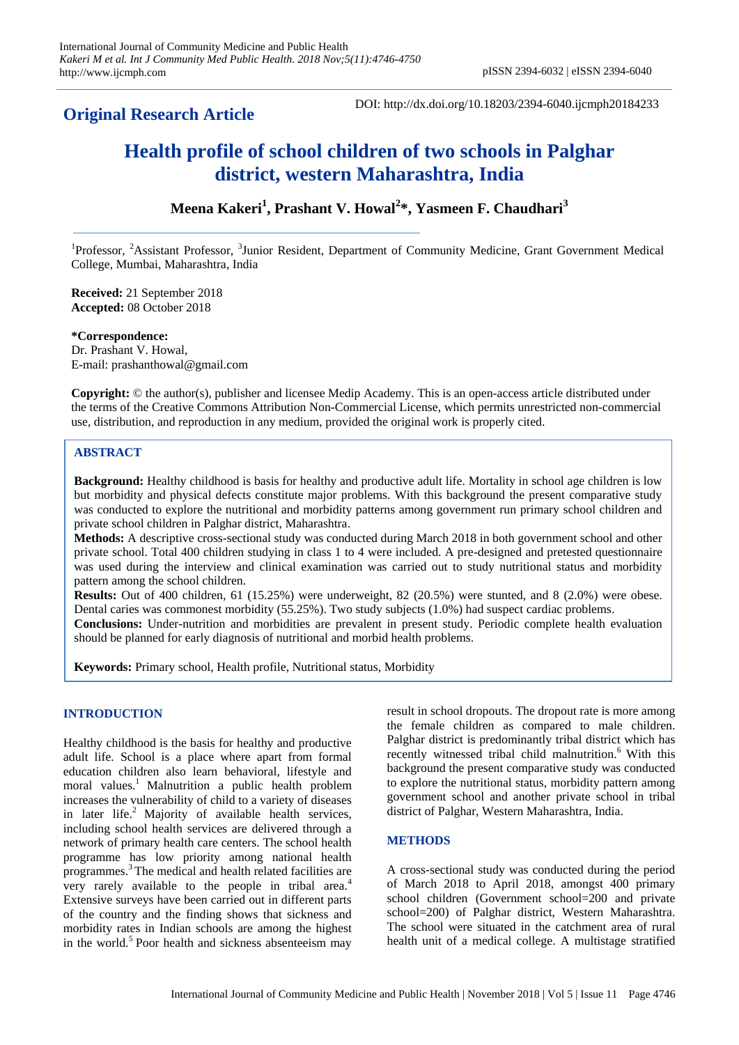**Original Research Article**

DOI: http://dx.doi.org/10.18203/2394-6040.ijcmph20184233

# Health profile of school children of two schools in Palghar district, western Maharashtra, India

**Meena Kakeri[1], Prashant V. Howal[2]*, Yasmeen F. Chaudhari[3]**

[1]Professor, [2]Assistant Professor, [3]Junior Resident, Department of Community Medicine, Grant Government Medical College, Mumbai, Maharashtra, India

**Received:** 21 September 2018
**Accepted:** 08 October 2018

**\*Correspondence:**
Dr. Prashant V. Howal,
E-mail: prashanthowal@gmail.com

**Copyright:** © the author(s), publisher and licensee Medip Academy. This is an open-access article distributed under the terms of the Creative Commons Attribution Non-Commercial License, which permits unrestricted non-commercial use, distribution, and reproduction in any medium, provided the original work is properly cited.

## ABSTRACT

**Background:** Healthy childhood is basis for healthy and productive adult life. Mortality in school age children is low but morbidity and physical defects constitute major problems. With this background the present comparative study was conducted to explore the nutritional and morbidity patterns among government run primary school children and private school children in Palghar district, Maharashtra.

**Methods:** A descriptive cross-sectional study was conducted during March 2018 in both government school and other private school. Total 400 children studying in class 1 to 4 were included. A pre-designed and pretested questionnaire was used during the interview and clinical examination was carried out to study nutritional status and morbidity pattern among the school children.

**Results:** Out of 400 children, 61 (15.25%) were underweight, 82 (20.5%) were stunted, and 8 (2.0%) were obese. Dental caries was commonest morbidity (55.25%). Two study subjects (1.0%) had suspect cardiac problems.

**Conclusions:** Under-nutrition and morbidities are prevalent in present study. Periodic complete health evaluation should be planned for early diagnosis of nutritional and morbid health problems.

**Keywords:** Primary school, Health profile, Nutritional status, Morbidity

## INTRODUCTION

Healthy childhood is the basis for healthy and productive adult life. School is a place where apart from formal education children also learn behavioral, lifestyle and moral values.[1] Malnutrition a public health problem increases the vulnerability of child to a variety of diseases in later life.[2] Majority of available health services, including school health services are delivered through a network of primary health care centers. The school health programme has low priority among national health programmes.[3] The medical and health related facilities are very rarely available to the people in tribal area.[4] Extensive surveys have been carried out in different parts of the country and the finding shows that sickness and morbidity rates in Indian schools are among the highest in the world.[5] Poor health and sickness absenteeism may result in school dropouts. The dropout rate is more among the female children as compared to male children. Palghar district is predominantly tribal district which has recently witnessed tribal child malnutrition.[6] With this background the present comparative study was conducted to explore the nutritional status, morbidity pattern among government school and another private school in tribal district of Palghar, Western Maharashtra, India.

## METHODS

A cross-sectional study was conducted during the period of March 2018 to April 2018, amongst 400 primary school children (Government school=200 and private school=200) of Palghar district, Western Maharashtra. The school were situated in the catchment area of rural health unit of a medical college. A multistage stratified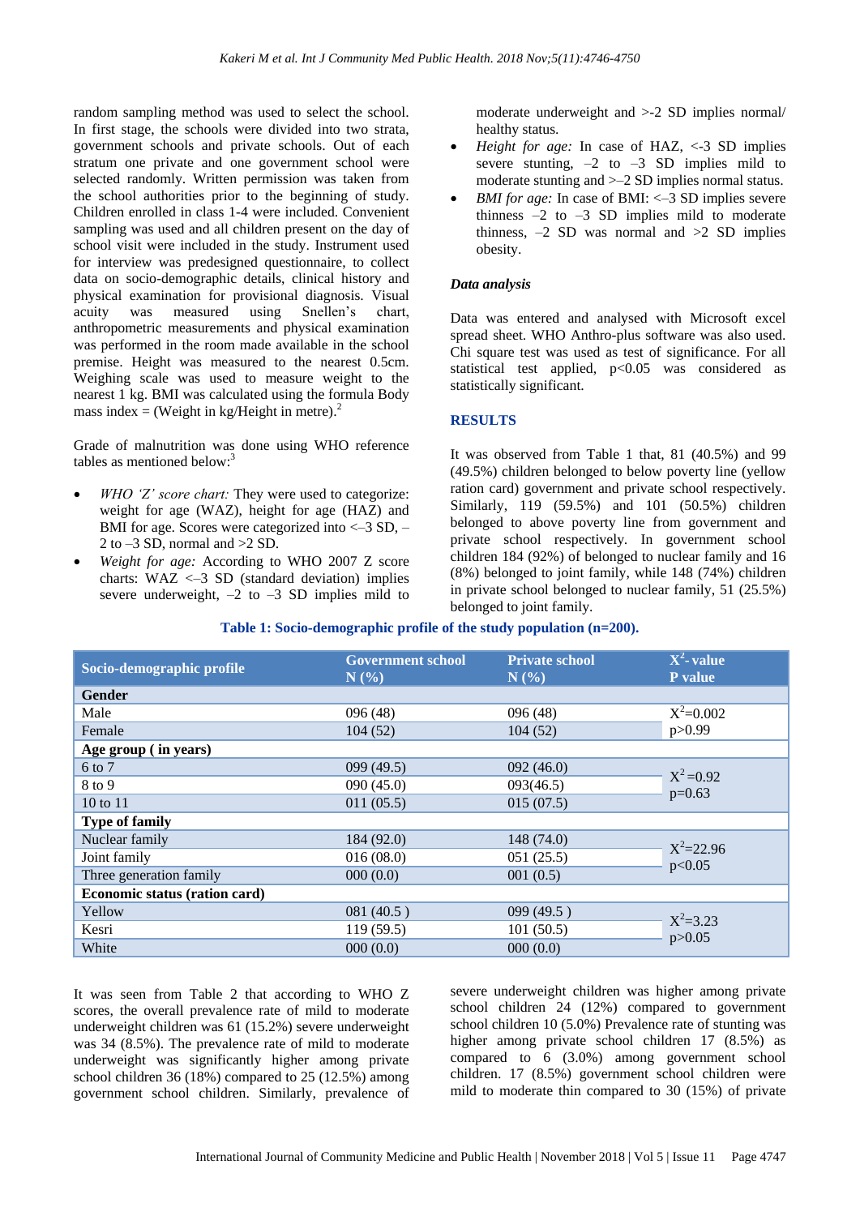random sampling method was used to select the school. In first stage, the schools were divided into two strata, government schools and private schools. Out of each stratum one private and one government school were selected randomly. Written permission was taken from the school authorities prior to the beginning of study. Children enrolled in class 1-4 were included. Convenient sampling was used and all children present on the day of school visit were included in the study. Instrument used for interview was predesigned questionnaire, to collect data on socio-demographic details, clinical history and physical examination for provisional diagnosis. Visual acuity was measured using Snellen's chart, anthropometric measurements and physical examination was performed in the room made available in the school premise. Height was measured to the nearest 0.5cm. Weighing scale was used to measure weight to the nearest 1 kg. BMI was calculated using the formula Body mass index = (Weight in kg/Height in metre).[2]

Grade of malnutrition was done using WHO reference tables as mentioned below:[3]

- *WHO 'Z' score chart:* They were used to categorize: weight for age (WAZ), height for age (HAZ) and BMI for age. Scores were categorized into <–3 SD, –2 to –3 SD, normal and >2 SD.
- *Weight for age:* According to WHO 2007 Z score charts: WAZ <–3 SD (standard deviation) implies severe underweight, –2 to –3 SD implies mild to moderate underweight and >-2 SD implies normal/ healthy status.
- *Height for age:* In case of HAZ, <-3 SD implies severe stunting, –2 to –3 SD implies mild to moderate stunting and >–2 SD implies normal status.
- *BMI for age:* In case of BMI: <–3 SD implies severe thinness –2 to –3 SD implies mild to moderate thinness, –2 SD was normal and >2 SD implies obesity.

### *Data analysis*

Data was entered and analysed with Microsoft excel spread sheet. WHO Anthro-plus software was also used. Chi square test was used as test of significance. For all statistical test applied, $p<0.05$ was considered as statistically significant.

## RESULTS

It was observed from Table 1 that, 81 (40.5%) and 99 (49.5%) children belonged to below poverty line (yellow ration card) government and private school respectively. Similarly, 119 (59.5%) and 101 (50.5%) children belonged to above poverty line from government and private school respectively. In government school children 184 (92%) of belonged to nuclear family and 16 (8%) belonged to joint family, while 148 (74%) children in private school belonged to nuclear family, 51 (25.5%) belonged to joint family.

**Table 1: Socio-demographic profile of the study population (n=200).**

| Socio-demographic profile | Government school N (%) | Private school N (%) | $X^2$- value P value |
|---|---|---|---|
| **Gender** | | | |
| Male | 096 (48) | 096 (48) | $X^2$=0.002 p>0.99 |
| Female | 104 (52) | 104 (52) | |
| **Age group ( in years)** | | | |
| 6 to 7 | 099 (49.5) | 092 (46.0) | $X^2$=0.92 p=0.63 |
| 8 to 9 | 090 (45.0) | 093(46.5) | |
| 10 to 11 | 011 (05.5) | 015 (07.5) | |
| **Type of family** | | | |
| Nuclear family | 184 (92.0) | 148 (74.0) | $X^2$=22.96 p<0.05 |
| Joint family | 016 (08.0) | 051 (25.5) | |
| Three generation family | 000 (0.0) | 001 (0.5) | |
| **Economic status (ration card)** | | | |
| Yellow | 081 (40.5 ) | 099 (49.5 ) | $X^2$=3.23 p>0.05 |
| Kesri | 119 (59.5) | 101 (50.5) | |
| White | 000 (0.0) | 000 (0.0) | |

It was seen from Table 2 that according to WHO Z scores, the overall prevalence rate of mild to moderate underweight children was 61 (15.2%) severe underweight was 34 (8.5%). The prevalence rate of mild to moderate underweight was significantly higher among private school children 36 (18%) compared to 25 (12.5%) among government school children. Similarly, prevalence of severe underweight children was higher among private school children 24 (12%) compared to government school children 10 (5.0%) Prevalence rate of stunting was higher among private school children 17 (8.5%) as compared to 6 (3.0%) among government school children. 17 (8.5%) government school children were mild to moderate thin compared to 30 (15%) of private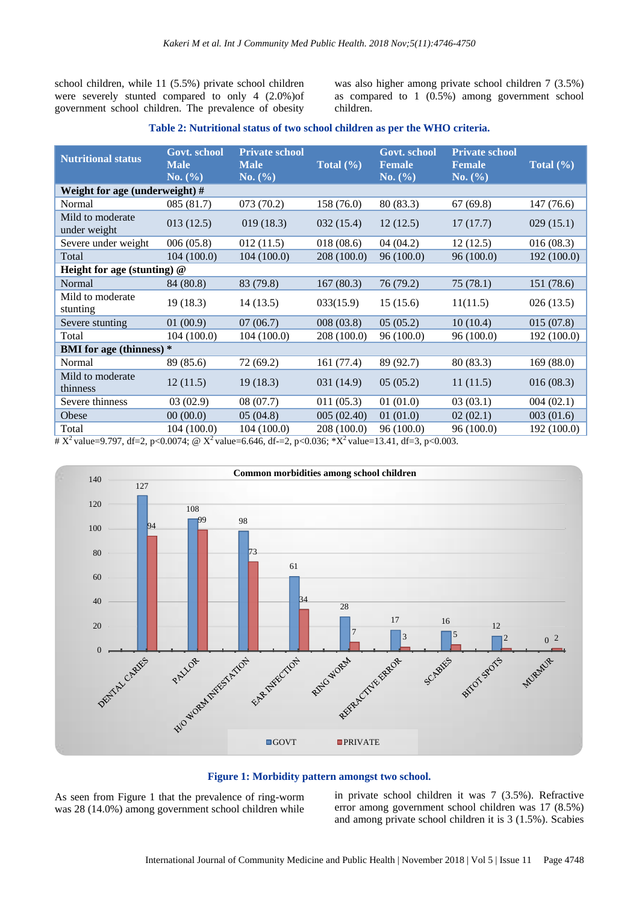school children, while 11 (5.5%) private school children were severely stunted compared to only 4 (2.0%)of government school children. The prevalence of obesity was also higher among private school children 7 (3.5%) as compared to 1 (0.5%) among government school children.

**Table 2: Nutritional status of two school children as per the WHO criteria.**

| Nutritional status | Govt. school Male No. (%) | Private school Male No. (%) | Total (%) | Govt. school Female No. (%) | Private school Female No. (%) | Total (%) |
|---|---|---|---|---|---|---|
| **Weight for age (underweight) #** | | | | | | |
| Normal | 085 (81.7) | 073 (70.2) | 158 (76.0) | 80 (83.3) | 67 (69.8) | 147 (76.6) |
| Mild to moderate under weight | 013 (12.5) | 019 (18.3) | 032 (15.4) | 12 (12.5) | 17 (17.7) | 029 (15.1) |
| Severe under weight | 006 (05.8) | 012 (11.5) | 018 (08.6) | 04 (04.2) | 12 (12.5) | 016 (08.3) |
| Total | 104 (100.0) | 104 (100.0) | 208 (100.0) | 96 (100.0) | 96 (100.0) | 192 (100.0) |
| **Height for age (stunting) @** | | | | | | |
| Normal | 84 (80.8) | 83 (79.8) | 167 (80.3) | 76 (79.2) | 75 (78.1) | 151 (78.6) |
| Mild to moderate stunting | 19 (18.3) | 14 (13.5) | 033(15.9) | 15 (15.6) | 11(11.5) | 026 (13.5) |
| Severe stunting | 01 (00.9) | 07 (06.7) | 008 (03.8) | 05 (05.2) | 10 (10.4) | 015 (07.8) |
| Total | 104 (100.0) | 104 (100.0) | 208 (100.0) | 96 (100.0) | 96 (100.0) | 192 (100.0) |
| **BMI for age (thinness) *** | | | | | | |
| Normal | 89 (85.6) | 72 (69.2) | 161 (77.4) | 89 (92.7) | 80 (83.3) | 169 (88.0) |
| Mild to moderate thinness | 12 (11.5) | 19 (18.3) | 031 (14.9) | 05 (05.2) | 11 (11.5) | 016 (08.3) |
| Severe thinness | 03 (02.9) | 08 (07.7) | 011 (05.3) | 01 (01.0) | 03 (03.1) | 004 (02.1) |
| Obese | 00 (00.0) | 05 (04.8) | 005 (02.40) | 01 (01.0) | 02 (02.1) | 003 (01.6) |
| Total | 104 (100.0) | 104 (100.0) | 208 (100.0) | 96 (100.0) | 96 (100.0) | 192 (100.0) |

# $X^2$ value=9.797, df=2, p<0.0074; @ $X^2$ value=6.646, df-=2, p<0.036; *$X^2$ value=13.41, df=3, p<0.003.

**Figure 1: Morbidity pattern amongst two school.**

As seen from Figure 1 that the prevalence of ring-worm was 28 (14.0%) among government school children while in private school children it was 7 (3.5%). Refractive error among government school children was 17 (8.5%) and among private school children it is 3 (1.5%). Scabies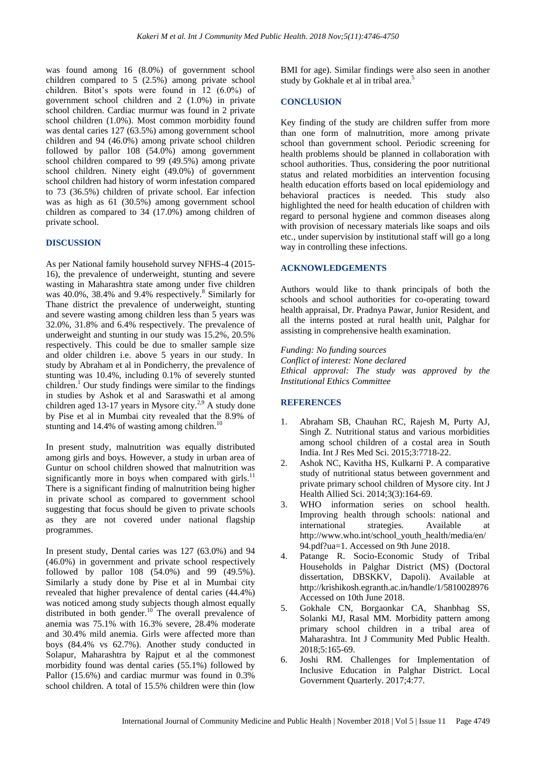was found among 16 (8.0%) of government school children compared to 5 (2.5%) among private school children. Bitot's spots were found in 12 (6.0%) of government school children and 2 (1.0%) in private school children. Cardiac murmur was found in 2 private school children (1.0%). Most common morbidity found was dental caries 127 (63.5%) among government school children and 94 (46.0%) among private school children followed by pallor 108 (54.0%) among government school children compared to 99 (49.5%) among private school children. Ninety eight (49.0%) of government school children had history of worm infestation compared to 73 (36.5%) children of private school. Ear infection was as high as 61 (30.5%) among government school children as compared to 34 (17.0%) among children of private school.

## DISCUSSION

As per National family household survey NFHS-4 (2015-16), the prevalence of underweight, stunting and severe wasting in Maharashtra state among under five children was 40.0%, 38.4% and 9.4% respectively.[8] Similarly for Thane district the prevalence of underweight, stunting and severe wasting among children less than 5 years was 32.0%, 31.8% and 6.4% respectively. The prevalence of underweight and stunting in our study was 15.2%, 20.5% respectively. This could be due to smaller sample size and older children i.e. above 5 years in our study. In study by Abraham et al in Pondicherry, the prevalence of stunting was 10.4%, including 0.1% of severely stunted children.[1] Our study findings were similar to the findings in studies by Ashok et al and Saraswathi et al among children aged 13-17 years in Mysore city.[2,9] A study done by Pise et al in Mumbai city revealed that the 8.9% of stunting and 14.4% of wasting among children.[10]

In present study, malnutrition was equally distributed among girls and boys. However, a study in urban area of Guntur on school children showed that malnutrition was significantly more in boys when compared with girls.[11] There is a significant finding of malnutrition being higher in private school as compared to government school suggesting that focus should be given to private schools as they are not covered under national flagship programmes.

In present study, Dental caries was 127 (63.0%) and 94 (46.0%) in government and private school respectively followed by pallor 108 (54.0%) and 99 (49.5%). Similarly a study done by Pise et al in Mumbai city revealed that higher prevalence of dental caries (44.4%) was noticed among study subjects though almost equally distributed in both gender.[10] The overall prevalence of anemia was 75.1% with 16.3% severe, 28.4% moderate and 30.4% mild anemia. Girls were affected more than boys (84.4% vs 62.7%). Another study conducted in Solapur, Maharashtra by Rajput et al the commonest morbidity found was dental caries (55.1%) followed by Pallor (15.6%) and cardiac murmur was found in 0.3% school children. A total of 15.5% children were thin (low BMI for age). Similar findings were also seen in another study by Gokhale et al in tribal area.[5]

## CONCLUSION

Key finding of the study are children suffer from more than one form of malnutrition, more among private school than government school. Periodic screening for health problems should be planned in collaboration with school authorities. Thus, considering the poor nutritional status and related morbidities an intervention focusing health education efforts based on local epidemiology and behavioral practices is needed. This study also highlighted the need for health education of children with regard to personal hygiene and common diseases along with provision of necessary materials like soaps and oils etc., under supervision by institutional staff will go a long way in controlling these infections.

## ACKNOWLEDGEMENTS

Authors would like to thank principals of both the schools and school authorities for co-operating toward health appraisal, Dr. Pradnya Pawar, Junior Resident, and all the interns posted at rural health unit, Palghar for assisting in comprehensive health examination.

*Funding: No funding sources*
*Conflict of interest: None declared*
*Ethical approval: The study was approved by the Institutional Ethics Committee*

## REFERENCES

1. Abraham SB, Chauhan RC, Rajesh M, Purty AJ, Singh Z. Nutritional status and various morbidities among school children of a costal area in South India. Int J Res Med Sci. 2015;3:7718-22.
2. Ashok NC, Kavitha HS, Kulkarni P. A comparative study of nutritional status between government and private primary school children of Mysore city. Int J Health Allied Sci. 2014;3(3):164-69.
3. WHO information series on school health. Improving health through schools: national and international strategies. Available at http://www.who.int/school_youth_health/media/en/94.pdf?ua=1. Accessed on 9th June 2018.
4. Patange R. Socio-Economic Study of Tribal Households in Palghar District (MS) (Doctoral dissertation, DBSKKV, Dapoli). Available at http://krishikosh.egranth.ac.in/handle/1/5810028976 Accessed on 10th June 2018.
5. Gokhale CN, Borgaonkar CA, Shanbhag SS, Solanki MJ, Rasal MM. Morbidity pattern among primary school children in a tribal area of Maharashtra. Int J Community Med Public Health. 2018;5:165-69.
6. Joshi RM. Challenges for Implementation of Inclusive Education in Palghar District. Local Government Quarterly. 2017;4:77.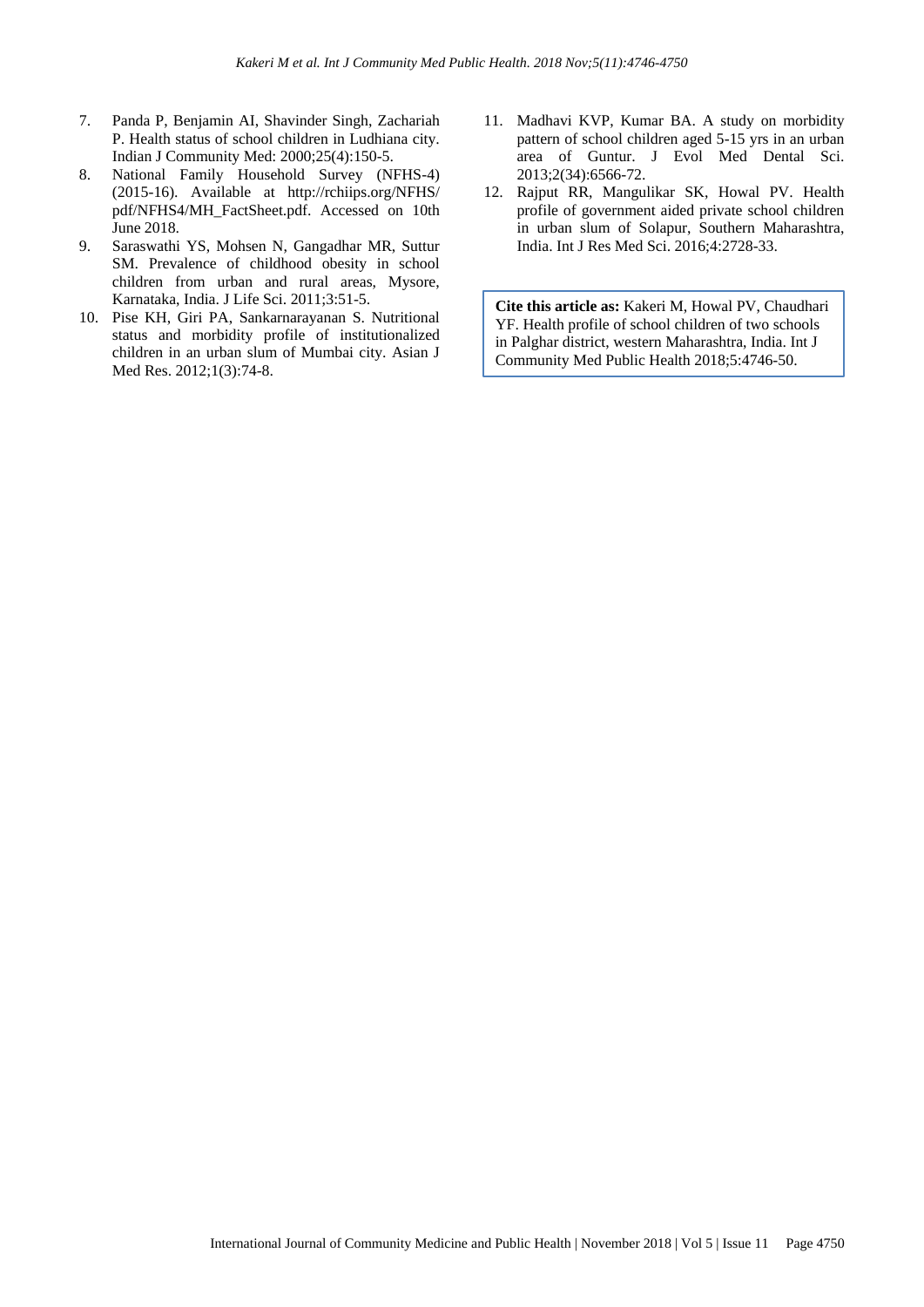7. Panda P, Benjamin AI, Shavinder Singh, Zachariah P. Health status of school children in Ludhiana city. Indian J Community Med: 2000;25(4):150-5.
8. National Family Household Survey (NFHS-4) (2015-16). Available at http://rchiips.org/NFHS/pdf/NFHS4/MH_FactSheet.pdf. Accessed on 10th June 2018.
9. Saraswathi YS, Mohsen N, Gangadhar MR, Suttur SM. Prevalence of childhood obesity in school children from urban and rural areas, Mysore, Karnataka, India. J Life Sci. 2011;3:51-5.
10. Pise KH, Giri PA, Sankarnarayanan S. Nutritional status and morbidity profile of institutionalized children in an urban slum of Mumbai city. Asian J Med Res. 2012;1(3):74-8.
11. Madhavi KVP, Kumar BA. A study on morbidity pattern of school children aged 5-15 yrs in an urban area of Guntur. J Evol Med Dental Sci. 2013;2(34):6566-72.
12. Rajput RR, Mangulikar SK, Howal PV. Health profile of government aided private school children in urban slum of Solapur, Southern Maharashtra, India. Int J Res Med Sci. 2016;4:2728-33.

**Cite this article as:** Kakeri M, Howal PV, Chaudhari YF. Health profile of school children of two schools in Palghar district, western Maharashtra, India. Int J Community Med Public Health 2018;5:4746-50.